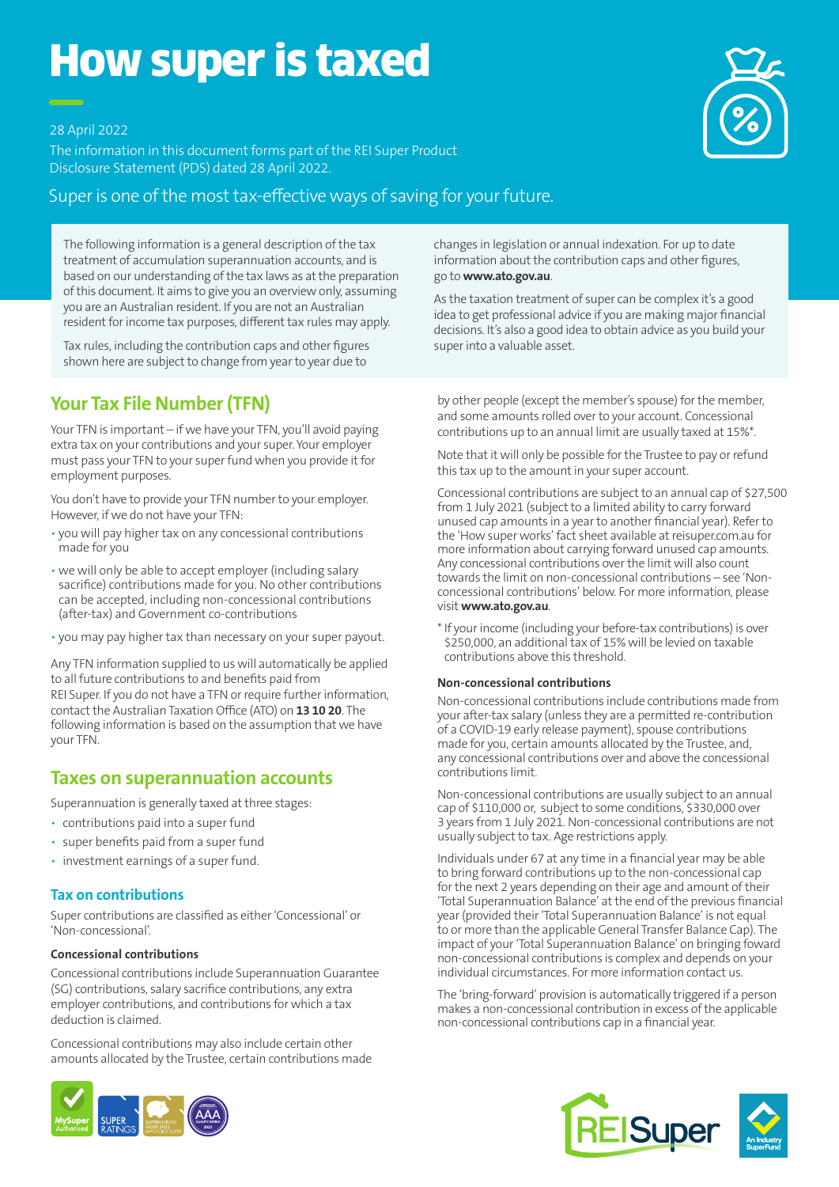# How super is taxed

28 April 2022

The information in this document forms part of the REI Super Product Disclosure Statement (PDS) dated 28 April 2022.

Super is one of the most tax-effective ways of saving for your future.

The following information is a general description of the tax treatment of accumulation superannuation accounts, and is based on our understanding of the tax laws as at the preparation of this document. It aims to give you an overview only, assuming you are an Australian resident. If you are not an Australian resident for income tax purposes, different tax rules may apply.

Tax rules, including the contribution caps and other figures shown here are subject to change from year to year due to changes in legislation or annual indexation. For up to date information about the contribution caps and other figures, go to **www.ato.gov.au**.

As the taxation treatment of super can be complex it's a good idea to get professional advice if you are making major financial decisions. It's also a good idea to obtain advice as you build your super into a valuable asset.

## Your Tax File Number (TFN)

Your TFN is important – if we have your TFN, you'll avoid paying extra tax on your contributions and your super. Your employer must pass your TFN to your super fund when you provide it for employment purposes.

You don't have to provide your TFN number to your employer. However, if we do not have your TFN:

- you will pay higher tax on any concessional contributions made for you
- we will only be able to accept employer (including salary sacrifice) contributions made for you. No other contributions can be accepted, including non-concessional contributions (after-tax) and Government co-contributions
- you may pay higher tax than necessary on your super payout.

Any TFN information supplied to us will automatically be applied to all future contributions to and benefits paid from REI Super. If you do not have a TFN or require further information, contact the Australian Taxation Office (ATO) on **13 10 20**. The following information is based on the assumption that we have your TFN.

## Taxes on superannuation accounts

Superannuation is generally taxed at three stages:

- contributions paid into a super fund
- super benefits paid from a super fund
- investment earnings of a super fund.

### Tax on contributions

Super contributions are classified as either 'Concessional' or 'Non-concessional'.

#### Concessional contributions

Concessional contributions include Superannuation Guarantee (SG) contributions, salary sacrifice contributions, any extra employer contributions, and contributions for which a tax deduction is claimed.

Concessional contributions may also include certain other amounts allocated by the Trustee, certain contributions made by other people (except the member's spouse) for the member, and some amounts rolled over to your account. Concessional contributions up to an annual limit are usually taxed at 15%*.

Note that it will only be possible for the Trustee to pay or refund this tax up to the amount in your super account.

Concessional contributions are subject to an annual cap of $27,500 from 1 July 2021 (subject to a limited ability to carry forward unused cap amounts in a year to another financial year). Refer to the 'How super works' fact sheet available at reisuper.com.au for more information about carrying forward unused cap amounts. Any concessional contributions over the limit will also count towards the limit on non-concessional contributions – see 'Non-concessional contributions' below. For more information, please visit **www.ato.gov.au**.

\* If your income (including your before-tax contributions) is over $250,000, an additional tax of 15% will be levied on taxable contributions above this threshold.

#### Non-concessional contributions

Non-concessional contributions include contributions made from your after-tax salary (unless they are a permitted re-contribution of a COVID-19 early release payment), spouse contributions made for you, certain amounts allocated by the Trustee, and, any concessional contributions over and above the concessional contributions limit.

Non-concessional contributions are usually subject to an annual cap of $110,000 or, subject to some conditions, $330,000 over 3 years from 1 July 2021. Non-concessional contributions are not usually subject to tax. Age restrictions apply.

Individuals under 67 at any time in a financial year may be able to bring forward contributions up to the non-concessional cap for the next 2 years depending on their age and amount of their 'Total Superannuation Balance' at the end of the previous financial year (provided their 'Total Superannuation Balance' is not equal to or more than the applicable General Transfer Balance Cap). The impact of your 'Total Superannuation Balance' on bringing foward non-concessional contributions is complex and depends on your individual circumstances. For more information contact us.

The 'bring-forward' provision is automatically triggered if a person makes a non-concessional contribution in excess of the applicable non-concessional contributions cap in a financial year.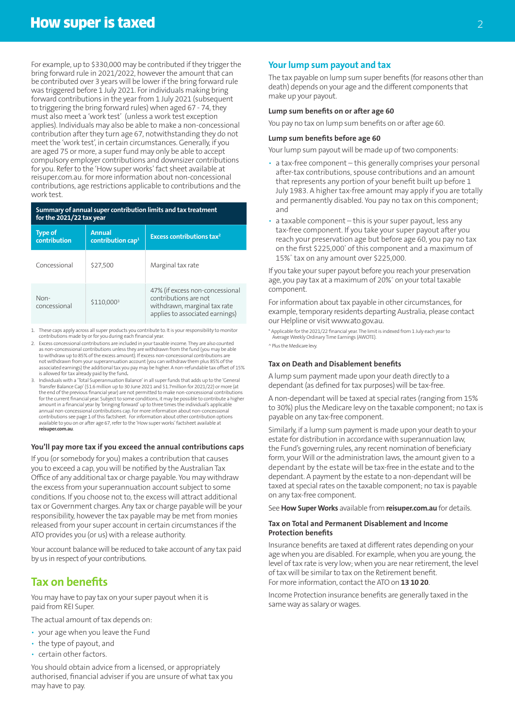For example, up to $330,000 may be contributed if they trigger the bring forward rule in 2021/2022, however the amount that can be contributed over 3 years will be lower if the bring forward rule was triggered before 1 July 2021. For individuals making bring forward contributions in the year from 1 July 2021 (subsequent to triggering the bring forward rules) when aged 67 - 74, they must also meet a 'work test' (unless a work test exception applies). Individuals may also be able to make a non-concessional contribution after they turn age 67, notwithstanding they do not meet the 'work test', in certain circumstances. Generally, if you are aged 75 or more, a super fund may only be able to accept compulsory employer contributions and downsizer contributions for you. Refer to the 'How super works' fact sheet available at reisuper.com.au. for more information about non-concessional contributions, age restrictions applicable to contributions and the work test.

**Summary of annual super contribution limits and tax treatment for the 2021/22 tax year**

| Type of contribution | Annual contribution cap[1] | Excess contributions tax[2] |
|---|---|---|
| Concessional | $27,500 | Marginal tax rate |
| Non-concessional | $110,000[3] | 47% (if excess non-concessional contributions are not withdrawn, marginal tax rate applies to associated earnings) |

1. These caps apply across all super products you contribute to. It is your responsibility to monitor contributions made by or for you during each financial year.
2. Excess concessional contributions are included in your taxable income. They are also counted as non-concessional contributions unless they are withdrawn from the fund (you may be able to withdraw up to 85% of the excess amount). If excess non-concessional contributions are not withdrawn from your superannuation account (you can withdraw them plus 85% of the associated earnings) the additional tax you pay may be higher. A non-refundable tax offset of 15% is allowed for tax already paid by the fund.
3. Individuals with a 'Total Superannuation Balance' in all super funds that adds up to the 'General Transfer Balance Cap' ($1.6 million up to 30 June 2021 and $1.7million for 2021/22) or more (at the end of the previous financial year) are not permitted to make non-concessional contributions for the current financial year. Subject to some conditions, it may be possible to contribute a higher amount in a financial year by 'bringing forward' up to three times the individual's applicable annual non-concessional contributions cap. For more information about non-concessional contributions see page 1 of this factsheet. For information about other contribution options available to you on or after age 67, refer to the 'How super works' factsheet available at **reisuper.com.au**.

### You'll pay more tax if you exceed the annual contributions caps

If you (or somebody for you) makes a contribution that causes you to exceed a cap, you will be notified by the Australian Tax Office of any additional tax or charge payable. You may withdraw the excess from your superannuation account subject to some conditions. If you choose not to, the excess will attract additional tax or Government charges. Any tax or charge payable will be your responsibility, however the tax payable may be met from monies released from your super account in certain circumstances if the ATO provides you (or us) with a release authority.

Your account balance will be reduced to take account of any tax paid by us in respect of your contributions.

## Tax on benefits

You may have to pay tax on your super payout when it is paid from REI Super.

The actual amount of tax depends on:

- your age when you leave the Fund
- the type of payout, and
- certain other factors.

You should obtain advice from a licensed, or appropriately authorised, financial adviser if you are unsure of what tax you may have to pay.

## Your lump sum payout and tax

The tax payable on lump sum super benefits (for reasons other than death) depends on your age and the different components that make up your payout.

### Lump sum benefits on or after age 60

You pay no tax on lump sum benefits on or after age 60.

### Lump sum benefits before age 60

Your lump sum payout will be made up of two components:

- a tax-free component – this generally comprises your personal after-tax contributions, spouse contributions and an amount that represents any portion of your benefit built up before 1 July 1983. A higher tax-free amount may apply if you are totally and permanently disabled. You pay no tax on this component; and
- a taxable component – this is your super payout, less any tax-free component. If you take your super payout after you reach your preservation age but before age 60, you pay no tax on the first $225,000* of this component and a maximum of 15%^ tax on any amount over $225,000.

If you take your super payout before you reach your preservation age, you pay tax at a maximum of 20%^ on your total taxable component.

For information about tax payable in other circumstances, for example, temporary residents departing Australia, please contact our Helpline or visit www.ato.gov.au.

\* Applicable for the 2021/22 financial year. The limit is indexed from 1 July each year to Average Weekly Ordinary Time Earnings (AWOTE).

^ Plus the Medicare levy.

### Tax on Death and Disablement benefits

A lump sum payment made upon your death directly to a dependant (as defined for tax purposes) will be tax-free.

A non-dependant will be taxed at special rates (ranging from 15% to 30%) plus the Medicare levy on the taxable component; no tax is payable on any tax-free component.

Similarly, if a lump sum payment is made upon your death to your estate for distribution in accordance with superannuation law, the Fund's governing rules, any recent nomination of beneficiary form, your Will or the administration laws, the amount given to a dependant by the estate will be tax-free in the estate and to the dependant. A payment by the estate to a non-dependant will be taxed at special rates on the taxable component; no tax is payable on any tax-free component.

See **How Super Works** available from **reisuper.com.au** for details.

### Tax on Total and Permanent Disablement and Income Protection benefits

Insurance benefits are taxed at different rates depending on your age when you are disabled. For example, when you are young, the level of tax rate is very low; when you are near retirement, the level of tax will be similar to tax on the Retirement benefit.
For more information, contact the ATO on **13 10 20**.

Income Protection insurance benefits are generally taxed in the same way as salary or wages.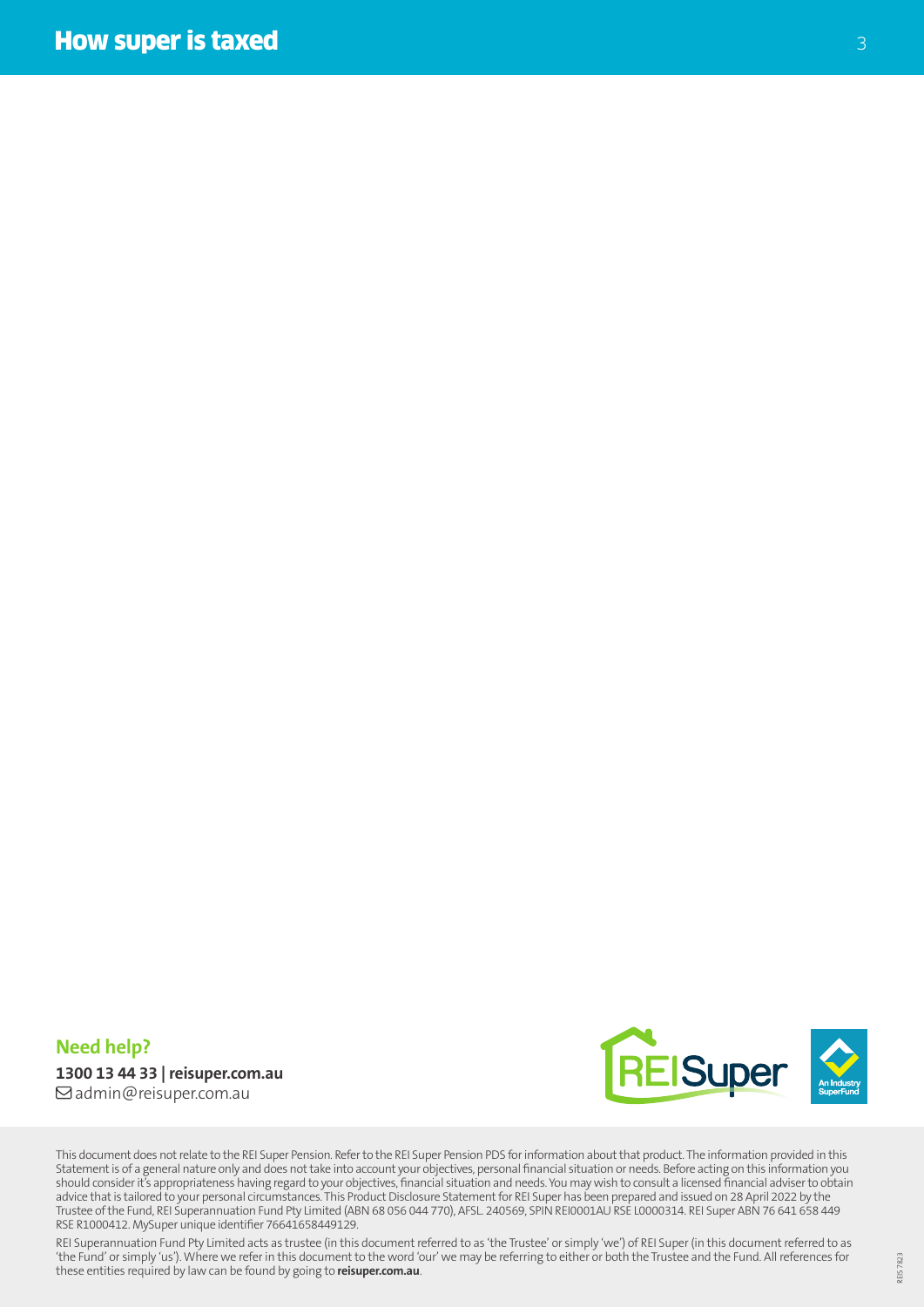# How super is taxed

**Need help?**

**1300 13 44 33 | reisuper.com.au**

admin@reisuper.com.au

This document does not relate to the REI Super Pension. Refer to the REI Super Pension PDS for information about that product. The information provided in this Statement is of a general nature only and does not take into account your objectives, personal financial situation or needs. Before acting on this information you should consider it's appropriateness having regard to your objectives, financial situation and needs. You may wish to consult a licensed financial adviser to obtain advice that is tailored to your personal circumstances. This Product Disclosure Statement for REI Super has been prepared and issued on 28 April 2022 by the Trustee of the Fund, REI Superannuation Fund Pty Limited (ABN 68 056 044 770), AFSL. 240569, SPIN REI0001AU RSE L0000314. REI Super ABN 76 641 658 449 RSE R1000412. MySuper unique identifier 76641658449129.

REI Superannuation Fund Pty Limited acts as trustee (in this document referred to as 'the Trustee' or simply 'we') of REI Super (in this document referred to as 'the Fund' or simply 'us'). Where we refer in this document to the word 'our' we may be referring to either or both the Trustee and the Fund. All references for these entities required by law can be found by going to **reisuper.com.au**.

REIS 7823